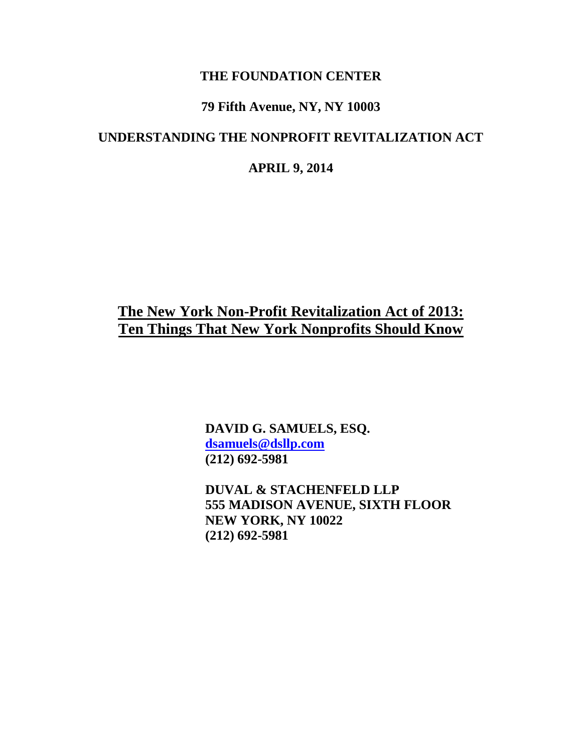**THE FOUNDATION CENTER**

**79 Fifth Avenue, NY, NY 10003**

**UNDERSTANDING THE NONPROFIT REVITALIZATION ACT**

**APRIL 9, 2014**

# The New York Non-Profit Revitalization Act of 2013: Ten Things That New York Nonprofits Should Know

**DAVID G. SAMUELS, ESQ.**
**dsamuels@dsllp.com**
**(212) 692-5981**

**DUVAL & STACHENFELD LLP**
**555 MADISON AVENUE, SIXTH FLOOR**
**NEW YORK, NY 10022**
**(212) 692-5981**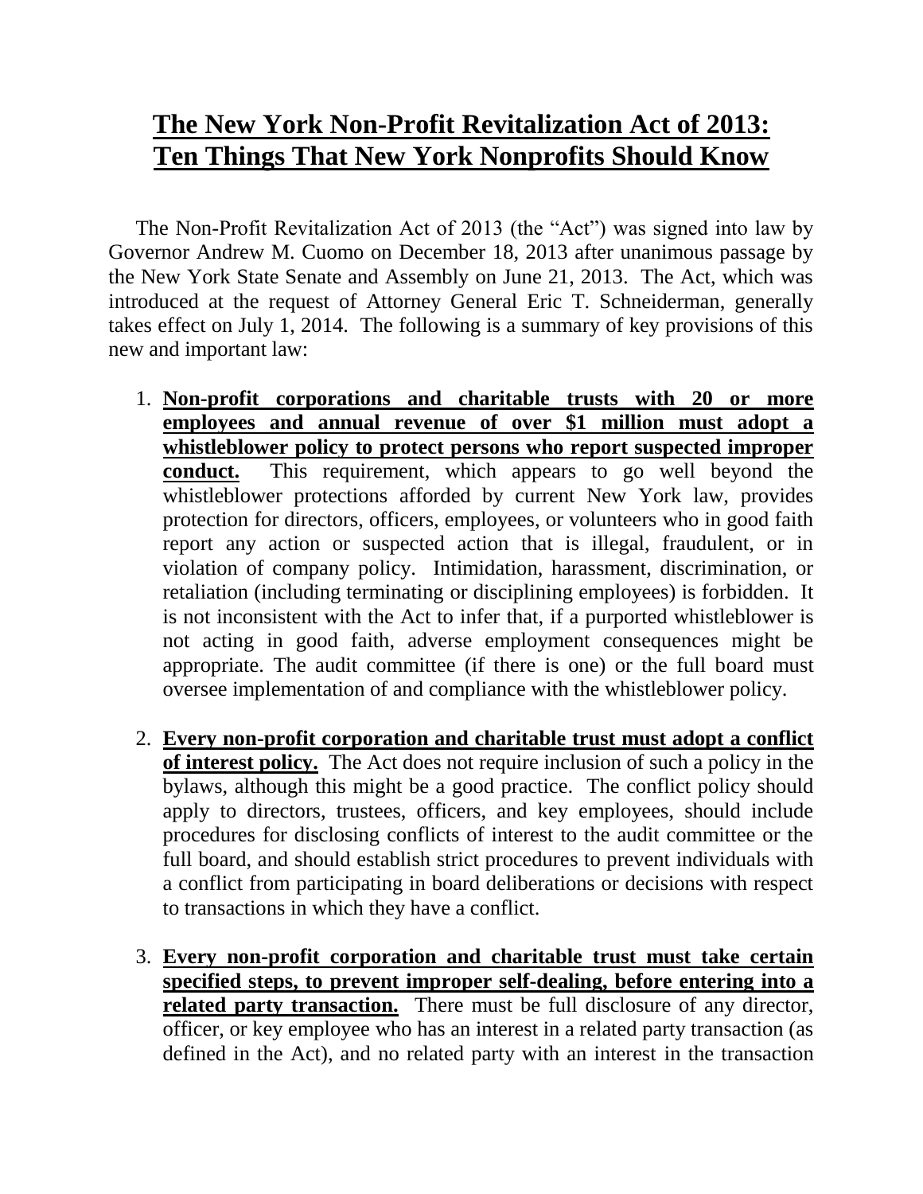# The New York Non-Profit Revitalization Act of 2013: Ten Things That New York Nonprofits Should Know

The Non-Profit Revitalization Act of 2013 (the "Act") was signed into law by Governor Andrew M. Cuomo on December 18, 2013 after unanimous passage by the New York State Senate and Assembly on June 21, 2013. The Act, which was introduced at the request of Attorney General Eric T. Schneiderman, generally takes effect on July 1, 2014. The following is a summary of key provisions of this new and important law:

1. **Non-profit corporations and charitable trusts with 20 or more employees and annual revenue of over $1 million must adopt a whistleblower policy to protect persons who report suspected improper conduct.** This requirement, which appears to go well beyond the whistleblower protections afforded by current New York law, provides protection for directors, officers, employees, or volunteers who in good faith report any action or suspected action that is illegal, fraudulent, or in violation of company policy. Intimidation, harassment, discrimination, or retaliation (including terminating or disciplining employees) is forbidden. It is not inconsistent with the Act to infer that, if a purported whistleblower is not acting in good faith, adverse employment consequences might be appropriate. The audit committee (if there is one) or the full board must oversee implementation of and compliance with the whistleblower policy.

2. **Every non-profit corporation and charitable trust must adopt a conflict of interest policy.** The Act does not require inclusion of such a policy in the bylaws, although this might be a good practice. The conflict policy should apply to directors, trustees, officers, and key employees, should include procedures for disclosing conflicts of interest to the audit committee or the full board, and should establish strict procedures to prevent individuals with a conflict from participating in board deliberations or decisions with respect to transactions in which they have a conflict.

3. **Every non-profit corporation and charitable trust must take certain specified steps, to prevent improper self-dealing, before entering into a related party transaction.** There must be full disclosure of any director, officer, or key employee who has an interest in a related party transaction (as defined in the Act), and no related party with an interest in the transaction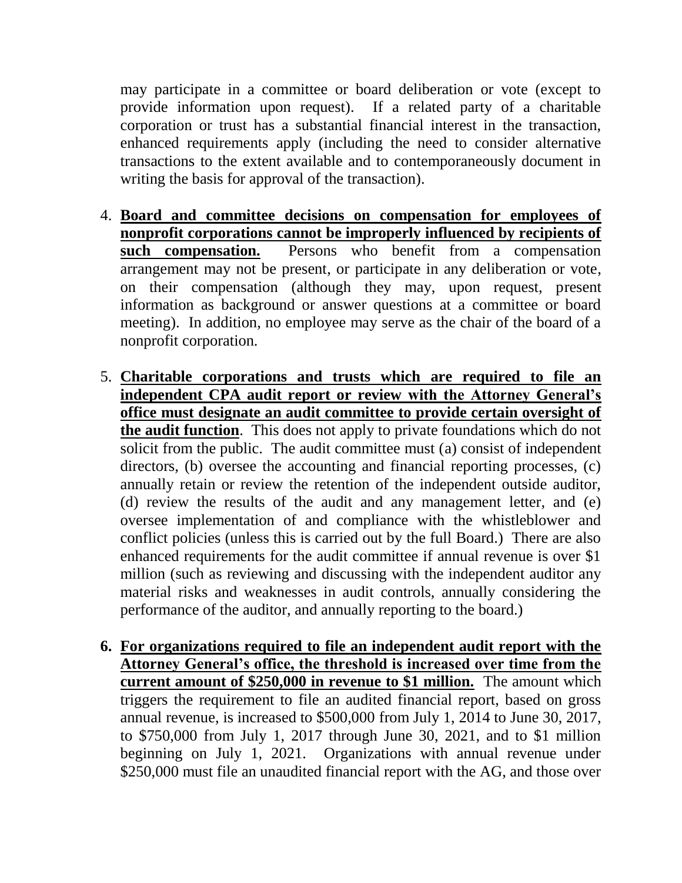may participate in a committee or board deliberation or vote (except to provide information upon request). If a related party of a charitable corporation or trust has a substantial financial interest in the transaction, enhanced requirements apply (including the need to consider alternative transactions to the extent available and to contemporaneously document in writing the basis for approval of the transaction).

4. **Board and committee decisions on compensation for employees of nonprofit corporations cannot be improperly influenced by recipients of such compensation.** Persons who benefit from a compensation arrangement may not be present, or participate in any deliberation or vote, on their compensation (although they may, upon request, present information as background or answer questions at a committee or board meeting). In addition, no employee may serve as the chair of the board of a nonprofit corporation.

5. **Charitable corporations and trusts which are required to file an independent CPA audit report or review with the Attorney General's office must designate an audit committee to provide certain oversight of the audit function**. This does not apply to private foundations which do not solicit from the public. The audit committee must (a) consist of independent directors, (b) oversee the accounting and financial reporting processes, (c) annually retain or review the retention of the independent outside auditor, (d) review the results of the audit and any management letter, and (e) oversee implementation of and compliance with the whistleblower and conflict policies (unless this is carried out by the full Board.) There are also enhanced requirements for the audit committee if annual revenue is over $1 million (such as reviewing and discussing with the independent auditor any material risks and weaknesses in audit controls, annually considering the performance of the auditor, and annually reporting to the board.)

6. **For organizations required to file an independent audit report with the Attorney General's office, the threshold is increased over time from the current amount of $250,000 in revenue to $1 million.** The amount which triggers the requirement to file an audited financial report, based on gross annual revenue, is increased to $500,000 from July 1, 2014 to June 30, 2017, to $750,000 from July 1, 2017 through June 30, 2021, and to $1 million beginning on July 1, 2021. Organizations with annual revenue under $250,000 must file an unaudited financial report with the AG, and those over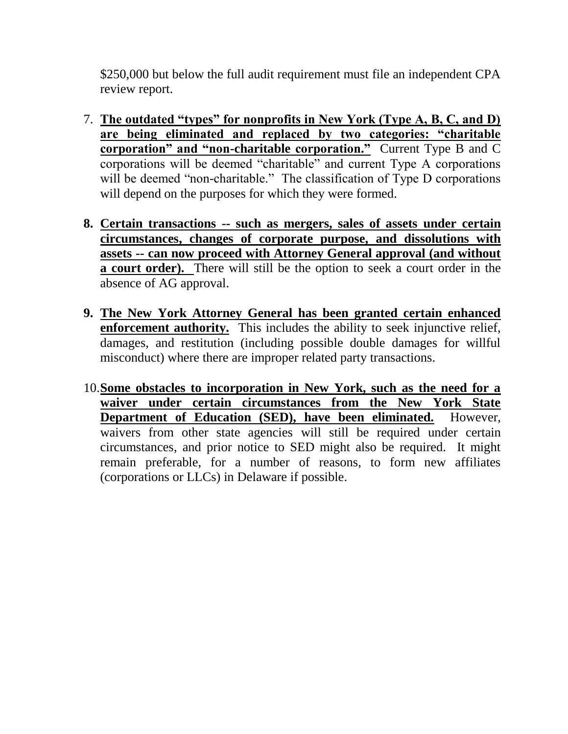$250,000 but below the full audit requirement must file an independent CPA review report.

7. **The outdated "types" for nonprofits in New York (Type A, B, C, and D) are being eliminated and replaced by two categories: "charitable corporation" and "non-charitable corporation."** Current Type B and C corporations will be deemed "charitable" and current Type A corporations will be deemed "non-charitable." The classification of Type D corporations will depend on the purposes for which they were formed.

8. **Certain transactions -- such as mergers, sales of assets under certain circumstances, changes of corporate purpose, and dissolutions with assets -- can now proceed with Attorney General approval (and without a court order).** There will still be the option to seek a court order in the absence of AG approval.

9. **The New York Attorney General has been granted certain enhanced enforcement authority.** This includes the ability to seek injunctive relief, damages, and restitution (including possible double damages for willful misconduct) where there are improper related party transactions.

10. **Some obstacles to incorporation in New York, such as the need for a waiver under certain circumstances from the New York State Department of Education (SED), have been eliminated.** However, waivers from other state agencies will still be required under certain circumstances, and prior notice to SED might also be required. It might remain preferable, for a number of reasons, to form new affiliates (corporations or LLCs) in Delaware if possible.